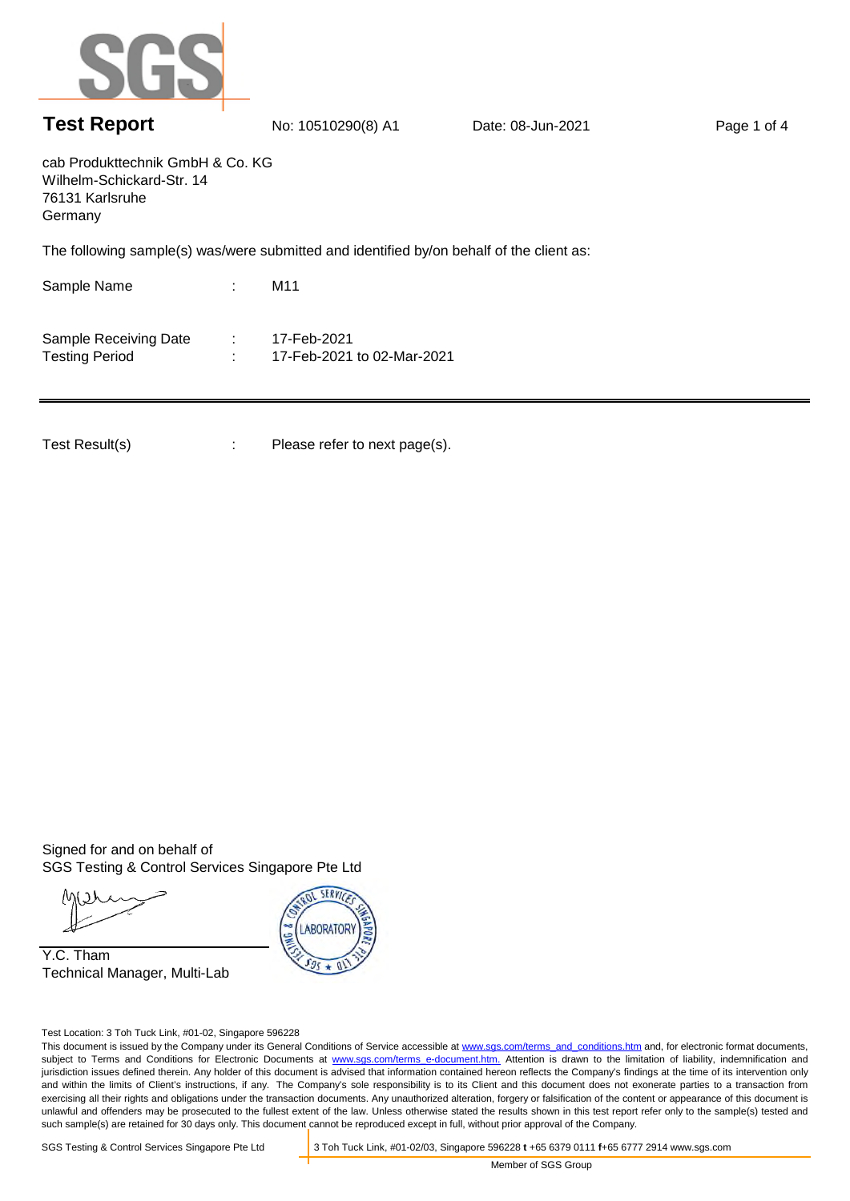# Test Report

No: 10510290(8) A1 Date: 08-Jun-2021

cab Produkttechnik GmbH & Co. KG
Wilhelm-Schickard-Str. 14
76131 Karlsruhe
Germany

The following sample(s) was/were submitted and identified by/on behalf of the client as:

| | | |
|---|---|---|
| Sample Name | : | M11 |
| Sample Receiving Date | : | 17-Feb-2021 |
| Testing Period | : | 17-Feb-2021 to 02-Mar-2021 |

---

Test Result(s) : Please refer to next page(s).

Signed for and on behalf of
SGS Testing & Control Services Singapore Pte Ltd

Y.C. Tham
Technical Manager, Multi-Lab

Test Location: 3 Toh Tuck Link, #01-02, Singapore 596228

This document is issued by the Company under its General Conditions of Service accessible at www.sgs.com/terms_and_conditions.htm and, for electronic format documents, subject to Terms and Conditions for Electronic Documents at www.sgs.com/terms_e-document.htm. Attention is drawn to the limitation of liability, indemnification and jurisdiction issues defined therein. Any holder of this document is advised that information contained hereon reflects the Company's findings at the time of its intervention only and within the limits of Client's instructions, if any. The Company's sole responsibility is to its Client and this document does not exonerate parties to a transaction from exercising all their rights and obligations under the transaction documents. Any unauthorized alteration, forgery or falsification of the content or appearance of this document is unlawful and offenders may be prosecuted to the fullest extent of the law. Unless otherwise stated the results shown in this test report refer only to the sample(s) tested and such sample(s) are retained for 30 days only. This document cannot be reproduced except in full, without prior approval of the Company.

SGS Testing & Control Services Singapore Pte Ltd | 3 Toh Tuck Link, #01-02/03, Singapore 596228 t +65 6379 0111 f+65 6777 2914 www.sgs.com

Member of SGS Group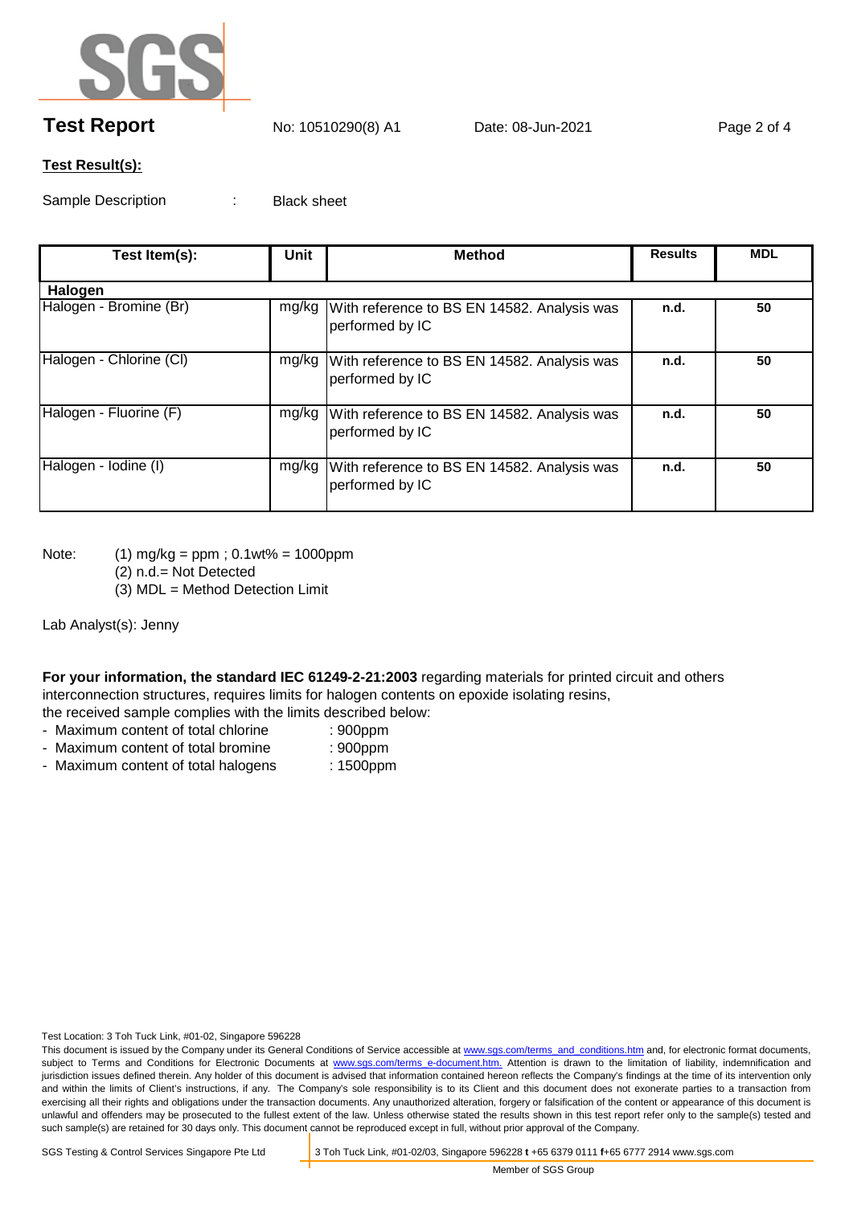**Test Report** No: 10510290(8) A1 Date: 08-Jun-2021

**Test Result(s):**

Sample Description : Black sheet

| Test Item(s): | Unit | Method | Results | MDL |
|---|---|---|---|---|
| **Halogen** | | | | |
| Halogen - Bromine (Br) | mg/kg | With reference to BS EN 14582. Analysis was performed by IC | **n.d.** | **50** |
| Halogen - Chlorine (Cl) | mg/kg | With reference to BS EN 14582. Analysis was performed by IC | **n.d.** | **50** |
| Halogen - Fluorine (F) | mg/kg | With reference to BS EN 14582. Analysis was performed by IC | **n.d.** | **50** |
| Halogen - Iodine (I) | mg/kg | With reference to BS EN 14582. Analysis was performed by IC | **n.d.** | **50** |

Note:
(1) mg/kg = ppm ; 0.1wt% = 1000ppm
(2) n.d.= Not Detected
(3) MDL = Method Detection Limit

Lab Analyst(s): Jenny

**For your information, the standard IEC 61249-2-21:2003** regarding materials for printed circuit and others interconnection structures, requires limits for halogen contents on epoxide isolating resins, the received sample complies with the limits described below:

- Maximum content of total chlorine : 900ppm
- Maximum content of total bromine : 900ppm
- Maximum content of total halogens : 1500ppm

Test Location: 3 Toh Tuck Link, #01-02, Singapore 596228

This document is issued by the Company under its General Conditions of Service accessible at www.sgs.com/terms_and_conditions.htm and, for electronic format documents, subject to Terms and Conditions for Electronic Documents at www.sgs.com/terms_e-document.htm. Attention is drawn to the limitation of liability, indemnification and jurisdiction issues defined therein. Any holder of this document is advised that information contained hereon reflects the Company's findings at the time of its intervention only and within the limits of Client's instructions, if any. The Company's sole responsibility is to its Client and this document does not exonerate parties to a transaction from exercising all their rights and obligations under the transaction documents. Any unauthorized alteration, forgery or falsification of the content or appearance of this document is unlawful and offenders may be prosecuted to the fullest extent of the law. Unless otherwise stated the results shown in this test report refer only to the sample(s) tested and such sample(s) are retained for 30 days only. This document cannot be reproduced except in full, without prior approval of the Company.

SGS Testing & Control Services Singapore Pte Ltd | 3 Toh Tuck Link, #01-02/03, Singapore 596228 t +65 6379 0111 f+65 6777 2914 www.sgs.com

Member of SGS Group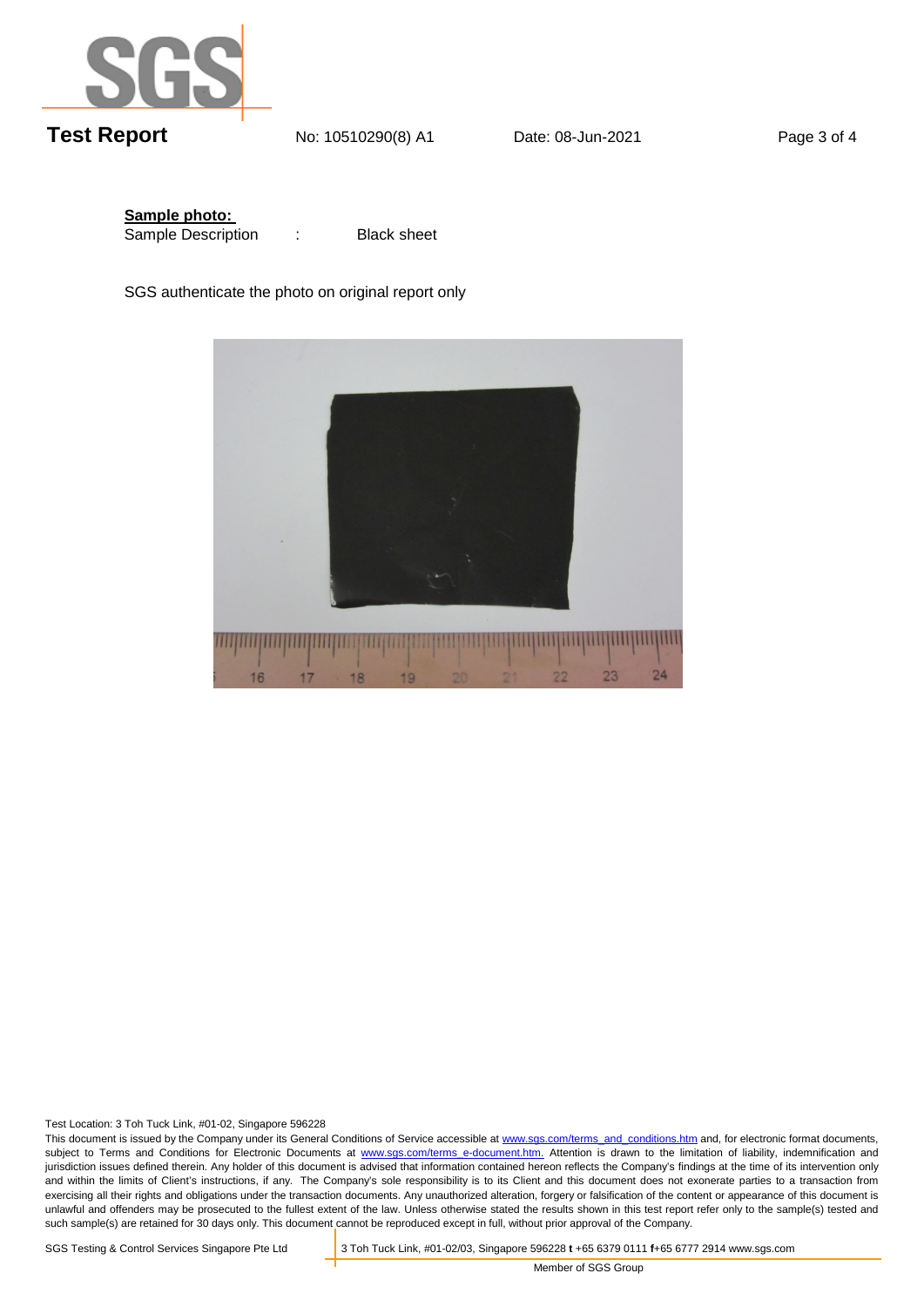**Test Report** No: 10510290(8) A1 Date: 08-Jun-2021

**Sample photo:**

Sample Description : Black sheet

SGS authenticate the photo on original report only

Test Location: 3 Toh Tuck Link, #01-02, Singapore 596228

This document is issued by the Company under its General Conditions of Service accessible at www.sgs.com/terms_and_conditions.htm and, for electronic format documents, subject to Terms and Conditions for Electronic Documents at www.sgs.com/terms_e-document.htm. Attention is drawn to the limitation of liability, indemnification and jurisdiction issues defined therein. Any holder of this document is advised that information contained hereon reflects the Company's findings at the time of its intervention only and within the limits of Client's instructions, if any. The Company's sole responsibility is to its Client and this document does not exonerate parties to a transaction from exercising all their rights and obligations under the transaction documents. Any unauthorized alteration, forgery or falsification of the content or appearance of this document is unlawful and offenders may be prosecuted to the fullest extent of the law. Unless otherwise stated the results shown in this test report refer only to the sample(s) tested and such sample(s) are retained for 30 days only. This document cannot be reproduced except in full, without prior approval of the Company.

SGS Testing & Control Services Singapore Pte Ltd | 3 Toh Tuck Link, #01-02/03, Singapore 596228 **t** +65 6379 0111 **f**+65 6777 2914 www.sgs.com

Member of SGS Group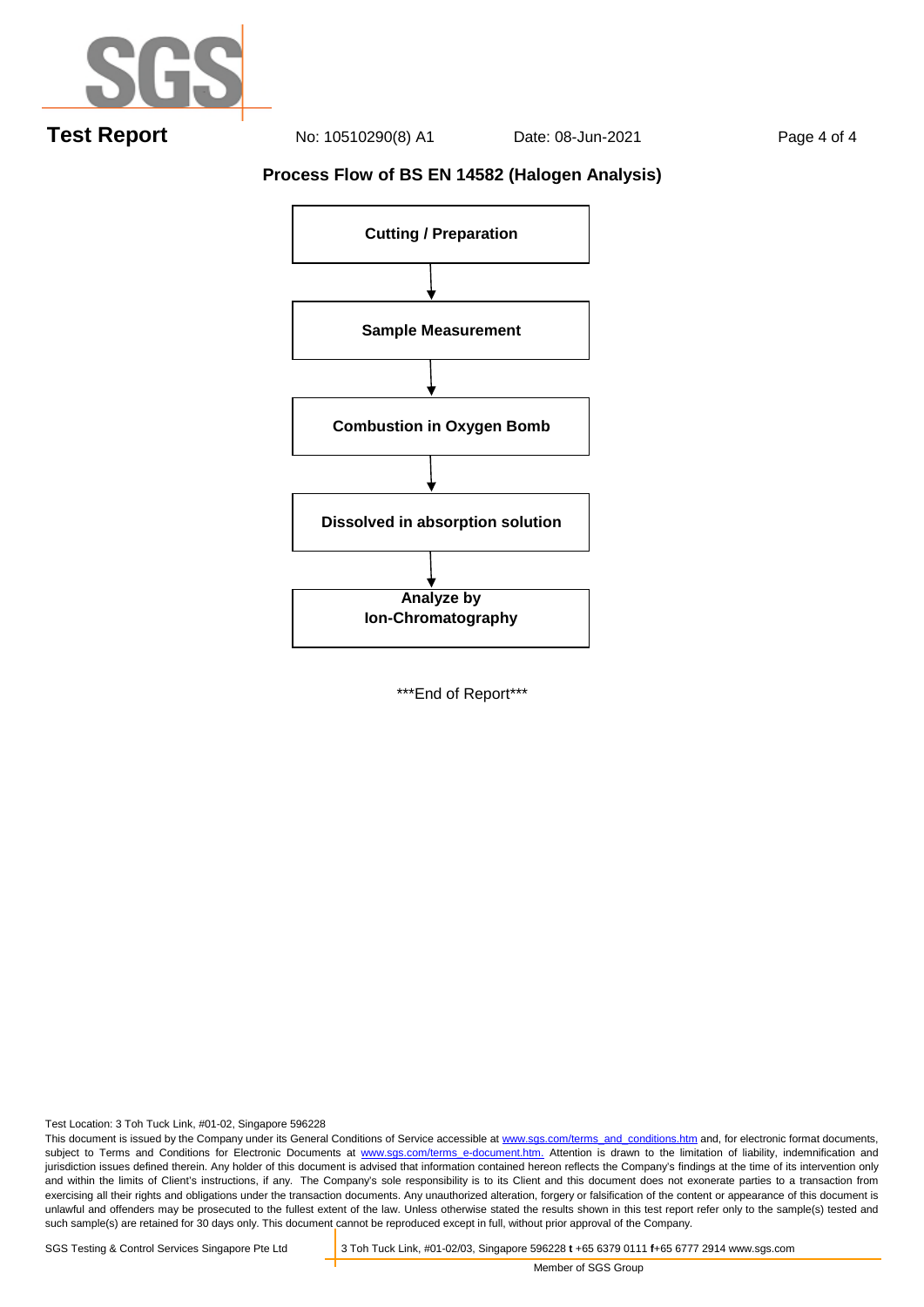## Process Flow of BS EN 14582 (Halogen Analysis)

**Cutting / Preparation**

↓

**Sample Measurement**

↓

**Combustion in Oxygen Bomb**

↓

**Dissolved in absorption solution**

↓

**Analyze by Ion-Chromatography**

***End of Report***

Test Location: 3 Toh Tuck Link, #01-02, Singapore 596228

This document is issued by the Company under its General Conditions of Service accessible at www.sgs.com/terms_and_conditions.htm and, for electronic format documents, subject to Terms and Conditions for Electronic Documents at www.sgs.com/terms_e-document.htm. Attention is drawn to the limitation of liability, indemnification and jurisdiction issues defined therein. Any holder of this document is advised that information contained hereon reflects the Company's findings at the time of its intervention only and within the limits of Client's instructions, if any. The Company's sole responsibility is to its Client and this document does not exonerate parties to a transaction from exercising all their rights and obligations under the transaction documents. Any unauthorized alteration, forgery or falsification of the content or appearance of this document is unlawful and offenders may be prosecuted to the fullest extent of the law. Unless otherwise stated the results shown in this test report refer only to the sample(s) tested and such sample(s) are retained for 30 days only. This document cannot be reproduced except in full, without prior approval of the Company.